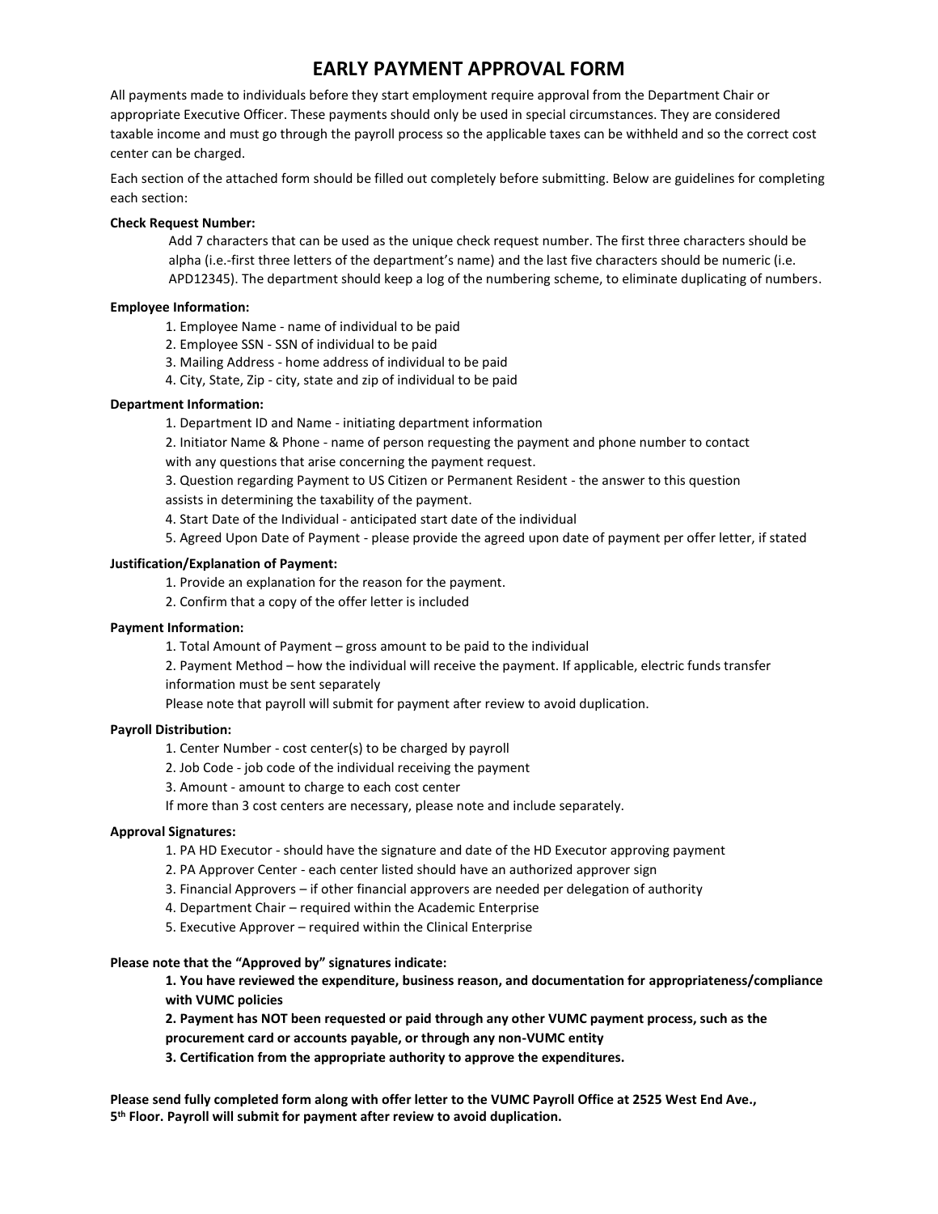# EARLY PAYMENT APPROVAL FORM

All payments made to individuals before they start employment require approval from the Department Chair or appropriate Executive Officer. These payments should only be used in special circumstances. They are considered taxable income and must go through the payroll process so the applicable taxes can be withheld and so the correct cost center can be charged.

Each section of the attached form should be filled out completely before submitting. Below are guidelines for completing each section:

**Check Request Number:**

Add 7 characters that can be used as the unique check request number. The first three characters should be alpha (i.e.-first three letters of the department's name) and the last five characters should be numeric (i.e. APD12345). The department should keep a log of the numbering scheme, to eliminate duplicating of numbers.

**Employee Information:**

1. Employee Name - name of individual to be paid
2. Employee SSN - SSN of individual to be paid
3. Mailing Address - home address of individual to be paid
4. City, State, Zip - city, state and zip of individual to be paid

**Department Information:**

1. Department ID and Name - initiating department information
2. Initiator Name & Phone - name of person requesting the payment and phone number to contact with any questions that arise concerning the payment request.
3. Question regarding Payment to US Citizen or Permanent Resident - the answer to this question assists in determining the taxability of the payment.
4. Start Date of the Individual - anticipated start date of the individual
5. Agreed Upon Date of Payment - please provide the agreed upon date of payment per offer letter, if stated

**Justification/Explanation of Payment:**

1. Provide an explanation for the reason for the payment.
2. Confirm that a copy of the offer letter is included

**Payment Information:**

1. Total Amount of Payment – gross amount to be paid to the individual
2. Payment Method – how the individual will receive the payment. If applicable, electric funds transfer information must be sent separately

Please note that payroll will submit for payment after review to avoid duplication.

**Payroll Distribution:**

1. Center Number - cost center(s) to be charged by payroll
2. Job Code - job code of the individual receiving the payment
3. Amount - amount to charge to each cost center

If more than 3 cost centers are necessary, please note and include separately.

**Approval Signatures:**

1. PA HD Executor - should have the signature and date of the HD Executor approving payment
2. PA Approver Center - each center listed should have an authorized approver sign
3. Financial Approvers – if other financial approvers are needed per delegation of authority
4. Department Chair – required within the Academic Enterprise
5. Executive Approver – required within the Clinical Enterprise

**Please note that the "Approved by" signatures indicate:**

**1. You have reviewed the expenditure, business reason, and documentation for appropriateness/compliance with VUMC policies**

**2. Payment has NOT been requested or paid through any other VUMC payment process, such as the procurement card or accounts payable, or through any non-VUMC entity**

**3. Certification from the appropriate authority to approve the expenditures.**

**Please send fully completed form along with offer letter to the VUMC Payroll Office at 2525 West End Ave., 5th Floor. Payroll will submit for payment after review to avoid duplication.**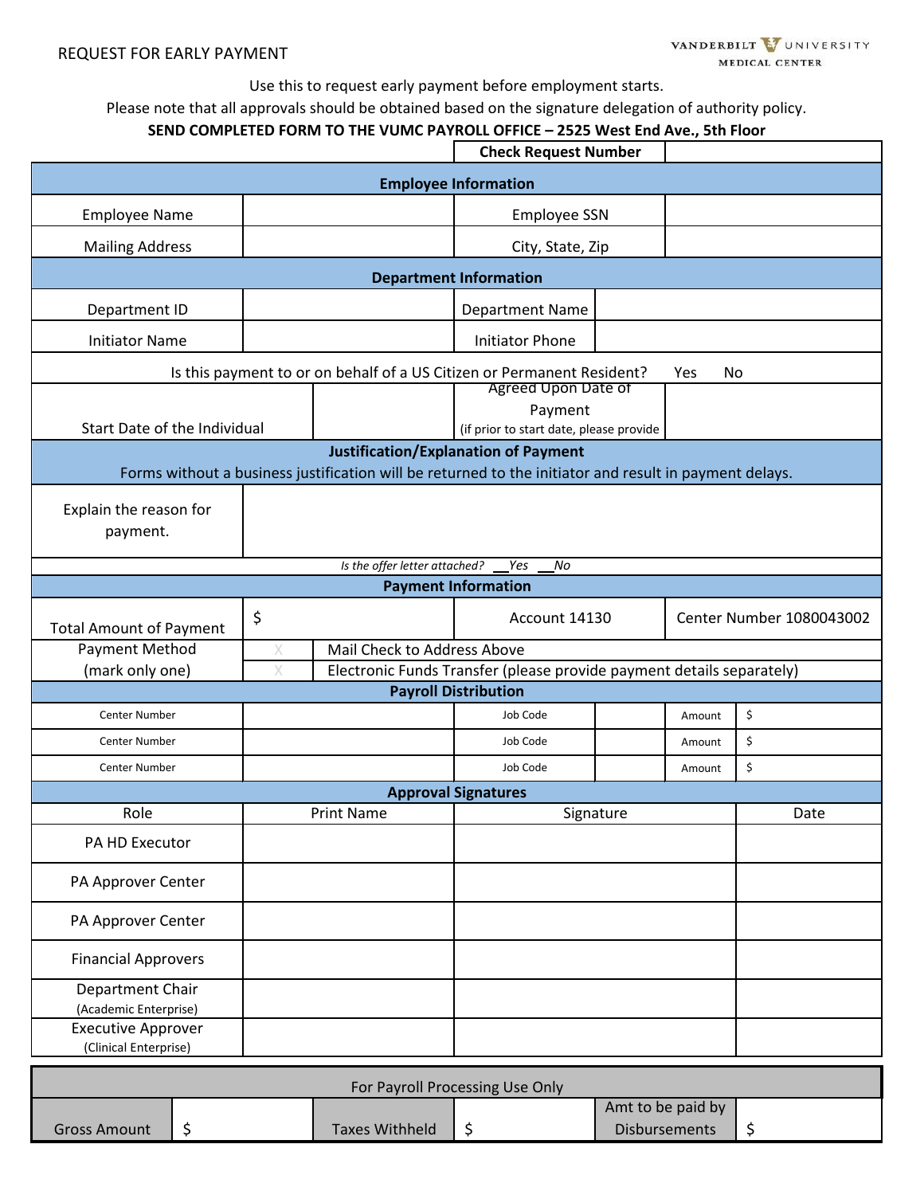REQUEST FOR EARLY PAYMENT

VANDERBILT UNIVERSITY MEDICAL CENTER

Use this to request early payment before employment starts.

Please note that all approvals should be obtained based on the signature delegation of authority policy.

**SEND COMPLETED FORM TO THE VUMC PAYROLL OFFICE – 2525 West End Ave., 5th Floor**

| | | | |
|---|---|---|---|
| | | **Check Request Number** | |

| | | | |
|---|---|---|---|
| **Employee Information** | | | |
| Employee Name | | Employee SSN | |
| Mailing Address | | City, State, Zip | |

| | | | |
|---|---|---|---|
| **Department Information** | | | |
| Department ID | | Department Name | |
| Initiator Name | | Initiator Phone | |

Is this payment to or on behalf of a US Citizen or Permanent Resident? Yes No

| | | | |
|---|---|---|---|
| Start Date of the Individual | | Agreed Upon Date of Payment (if prior to start date, please provide | |

**Justification/Explanation of Payment**

Forms without a business justification will be returned to the initiator and result in payment delays.

| | |
|---|---|
| Explain the reason for payment. | |

*Is the offer letter attached? __Yes __No*

**Payment Information**

| | | | |
|---|---|---|---|
| Total Amount of Payment | $ | Account 14130 | Center Number 1080043002 |

| | | |
|---|---|---|
| Payment Method (mark only one) | X | Mail Check to Address Above |
| | X | Electronic Funds Transfer (please provide payment details separately) |

**Payroll Distribution**

| | | | | | |
|---|---|---|---|---|---|
| Center Number | | Job Code | | Amount | $ |
| Center Number | | Job Code | | Amount | $ |
| Center Number | | Job Code | | Amount | $ |

**Approval Signatures**

| Role | Print Name | Signature | Date |
|---|---|---|---|
| PA HD Executor | | | |
| PA Approver Center | | | |
| PA Approver Center | | | |
| Financial Approvers | | | |
| Department Chair (Academic Enterprise) | | | |
| Executive Approver (Clinical Enterprise) | | | |

For Payroll Processing Use Only

| | | | | | |
|---|---|---|---|---|---|
| Gross Amount | $ | Taxes Withheld | $ | Amt to be paid by Disbursements | $ |